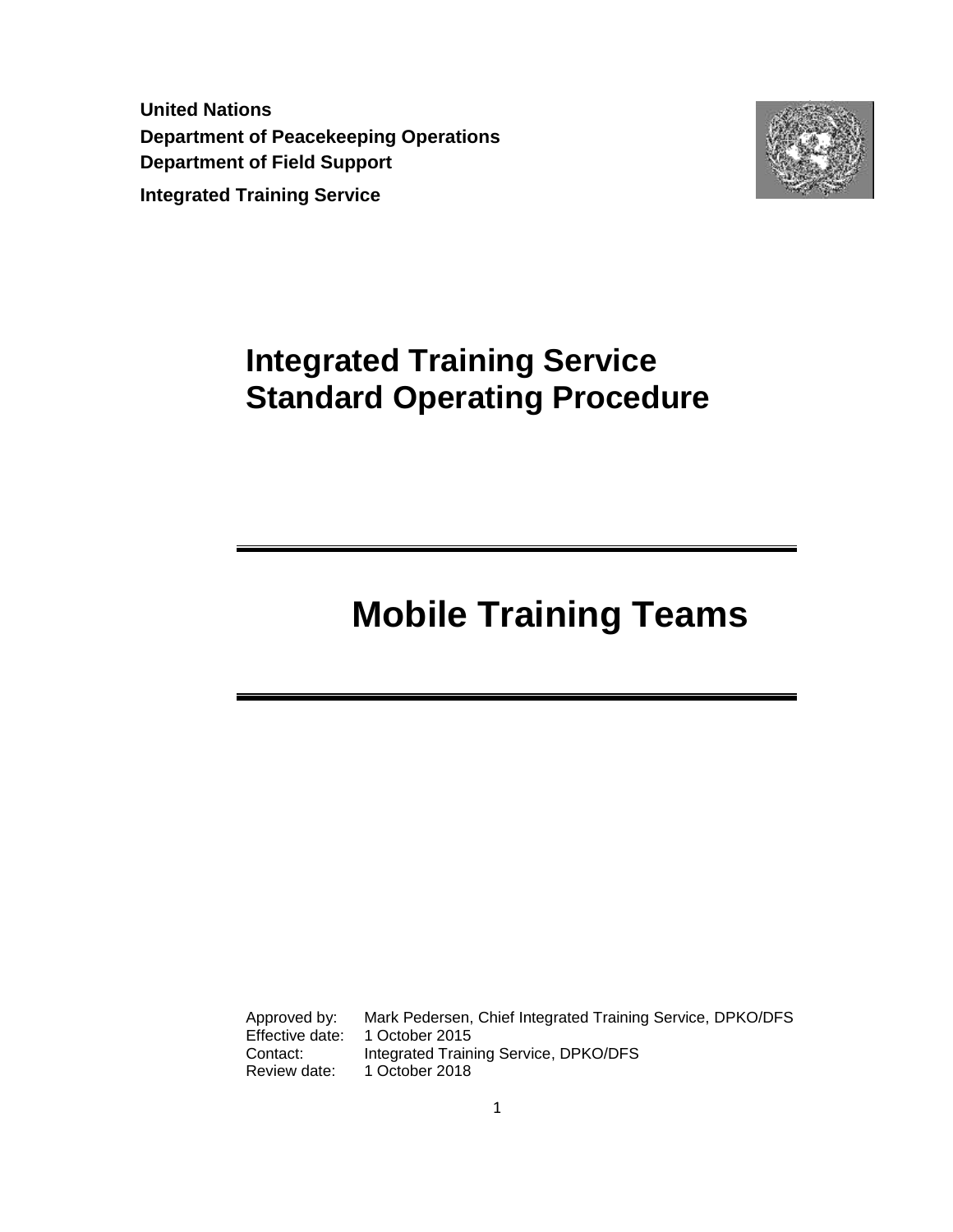**United Nations**
**Department of Peacekeeping Operations**
**Department of Field Support**
**Integrated Training Service**

# Integrated Training Service Standard Operating Procedure

# Mobile Training Teams

| | |
|---|---|
| Approved by: | Mark Pedersen, Chief Integrated Training Service, DPKO/DFS |
| Effective date: | 1 October 2015 |
| Contact: | Integrated Training Service, DPKO/DFS |
| Review date: | 1 October 2018 |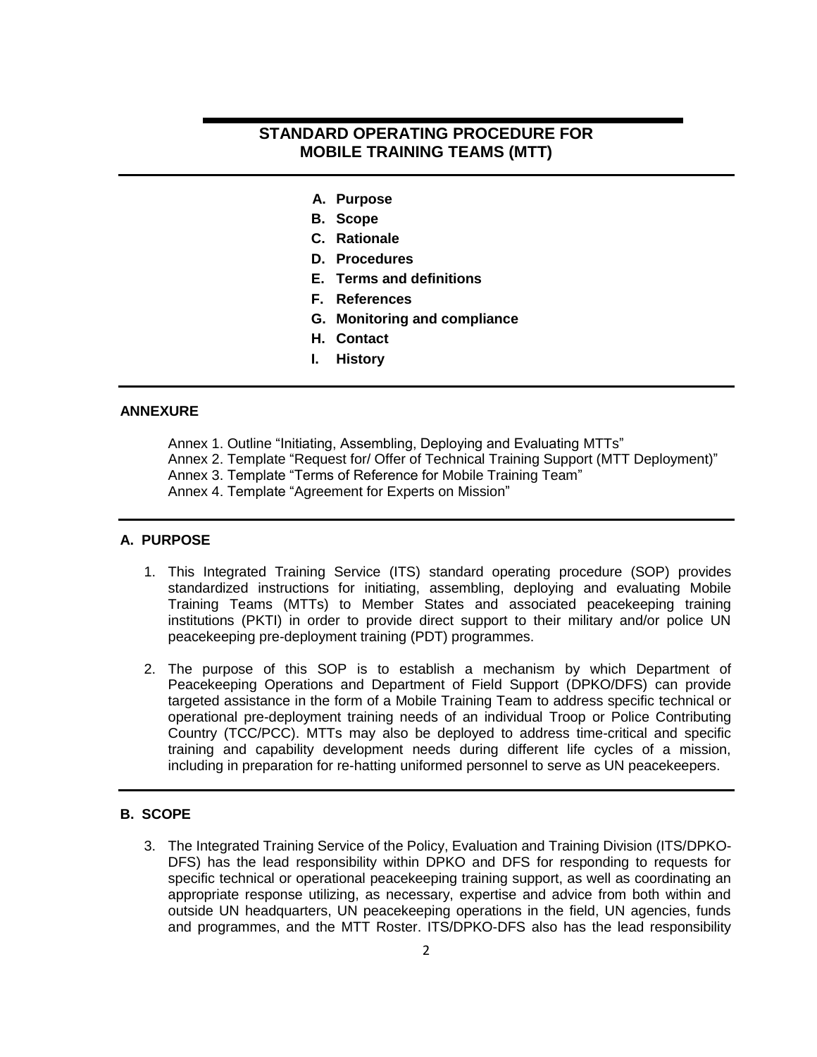# STANDARD OPERATING PROCEDURE FOR MOBILE TRAINING TEAMS (MTT)

- **A. Purpose**
- **B. Scope**
- **C. Rationale**
- **D. Procedures**
- **E. Terms and definitions**
- **F. References**
- **G. Monitoring and compliance**
- **H. Contact**
- **I. History**

**ANNEXURE**

Annex 1. Outline "Initiating, Assembling, Deploying and Evaluating MTTs"
Annex 2. Template "Request for/ Offer of Technical Training Support (MTT Deployment)"
Annex 3. Template "Terms of Reference for Mobile Training Team"
Annex 4. Template "Agreement for Experts on Mission"

## A. PURPOSE

1. This Integrated Training Service (ITS) standard operating procedure (SOP) provides standardized instructions for initiating, assembling, deploying and evaluating Mobile Training Teams (MTTs) to Member States and associated peacekeeping training institutions (PKTI) in order to provide direct support to their military and/or police UN peacekeeping pre-deployment training (PDT) programmes.

2. The purpose of this SOP is to establish a mechanism by which Department of Peacekeeping Operations and Department of Field Support (DPKO/DFS) can provide targeted assistance in the form of a Mobile Training Team to address specific technical or operational pre-deployment training needs of an individual Troop or Police Contributing Country (TCC/PCC). MTTs may also be deployed to address time-critical and specific training and capability development needs during different life cycles of a mission, including in preparation for re-hatting uniformed personnel to serve as UN peacekeepers.

## B. SCOPE

3. The Integrated Training Service of the Policy, Evaluation and Training Division (ITS/DPKO-DFS) has the lead responsibility within DPKO and DFS for responding to requests for specific technical or operational peacekeeping training support, as well as coordinating an appropriate response utilizing, as necessary, expertise and advice from both within and outside UN headquarters, UN peacekeeping operations in the field, UN agencies, funds and programmes, and the MTT Roster. ITS/DPKO-DFS also has the lead responsibility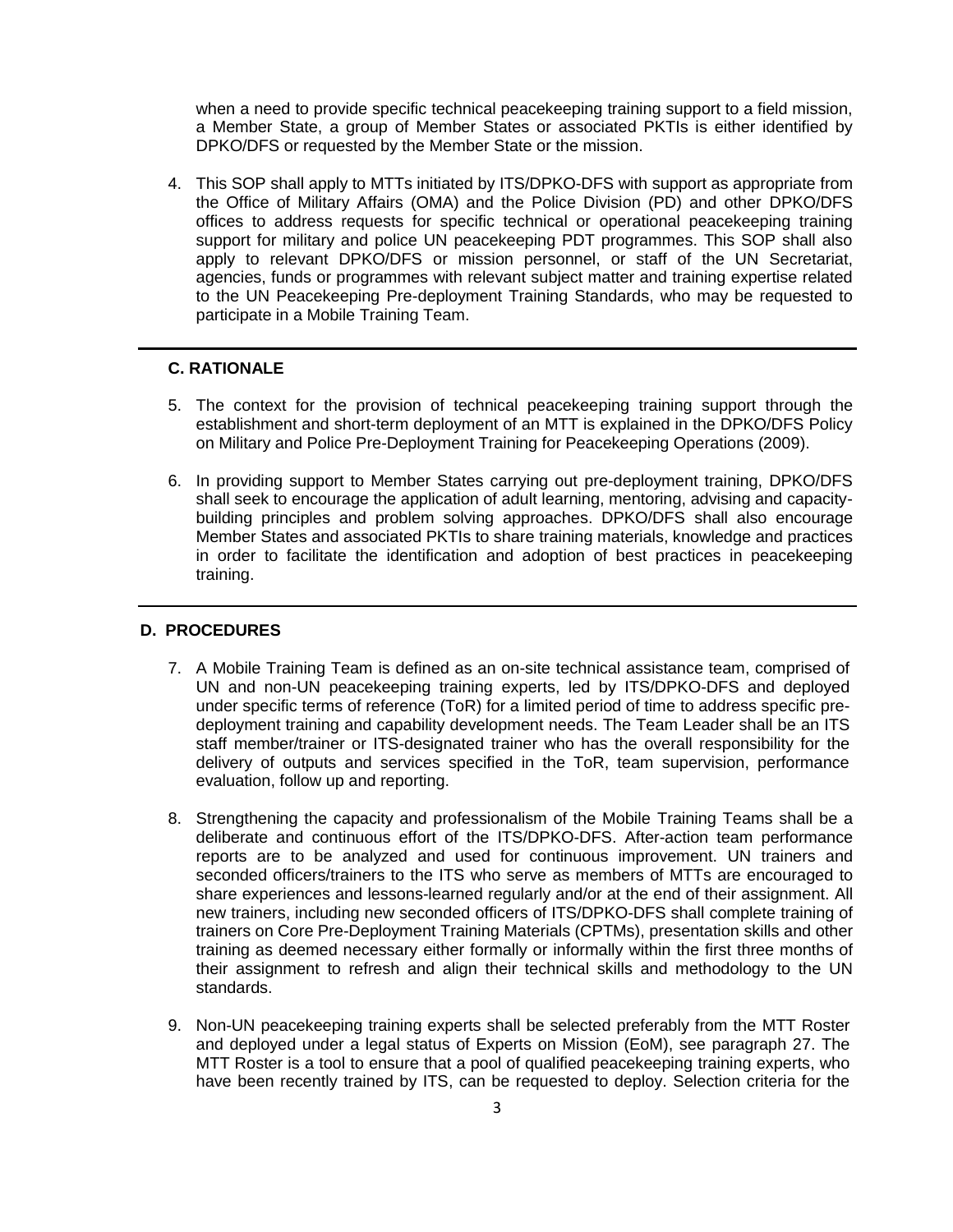when a need to provide specific technical peacekeeping training support to a field mission, a Member State, a group of Member States or associated PKTIs is either identified by DPKO/DFS or requested by the Member State or the mission.

4. This SOP shall apply to MTTs initiated by ITS/DPKO-DFS with support as appropriate from the Office of Military Affairs (OMA) and the Police Division (PD) and other DPKO/DFS offices to address requests for specific technical or operational peacekeeping training support for military and police UN peacekeeping PDT programmes. This SOP shall also apply to relevant DPKO/DFS or mission personnel, or staff of the UN Secretariat, agencies, funds or programmes with relevant subject matter and training expertise related to the UN Peacekeeping Pre-deployment Training Standards, who may be requested to participate in a Mobile Training Team.

## C. RATIONALE

5. The context for the provision of technical peacekeeping training support through the establishment and short-term deployment of an MTT is explained in the DPKO/DFS Policy on Military and Police Pre-Deployment Training for Peacekeeping Operations (2009).

6. In providing support to Member States carrying out pre-deployment training, DPKO/DFS shall seek to encourage the application of adult learning, mentoring, advising and capacity-building principles and problem solving approaches. DPKO/DFS shall also encourage Member States and associated PKTIs to share training materials, knowledge and practices in order to facilitate the identification and adoption of best practices in peacekeeping training.

## D. PROCEDURES

7. A Mobile Training Team is defined as an on-site technical assistance team, comprised of UN and non-UN peacekeeping training experts, led by ITS/DPKO-DFS and deployed under specific terms of reference (ToR) for a limited period of time to address specific pre-deployment training and capability development needs. The Team Leader shall be an ITS staff member/trainer or ITS-designated trainer who has the overall responsibility for the delivery of outputs and services specified in the ToR, team supervision, performance evaluation, follow up and reporting.

8. Strengthening the capacity and professionalism of the Mobile Training Teams shall be a deliberate and continuous effort of the ITS/DPKO-DFS. After-action team performance reports are to be analyzed and used for continuous improvement. UN trainers and seconded officers/trainers to the ITS who serve as members of MTTs are encouraged to share experiences and lessons-learned regularly and/or at the end of their assignment. All new trainers, including new seconded officers of ITS/DPKO-DFS shall complete training of trainers on Core Pre-Deployment Training Materials (CPTMs), presentation skills and other training as deemed necessary either formally or informally within the first three months of their assignment to refresh and align their technical skills and methodology to the UN standards.

9. Non-UN peacekeeping training experts shall be selected preferably from the MTT Roster and deployed under a legal status of Experts on Mission (EoM), see paragraph 27. The MTT Roster is a tool to ensure that a pool of qualified peacekeeping training experts, who have been recently trained by ITS, can be requested to deploy. Selection criteria for the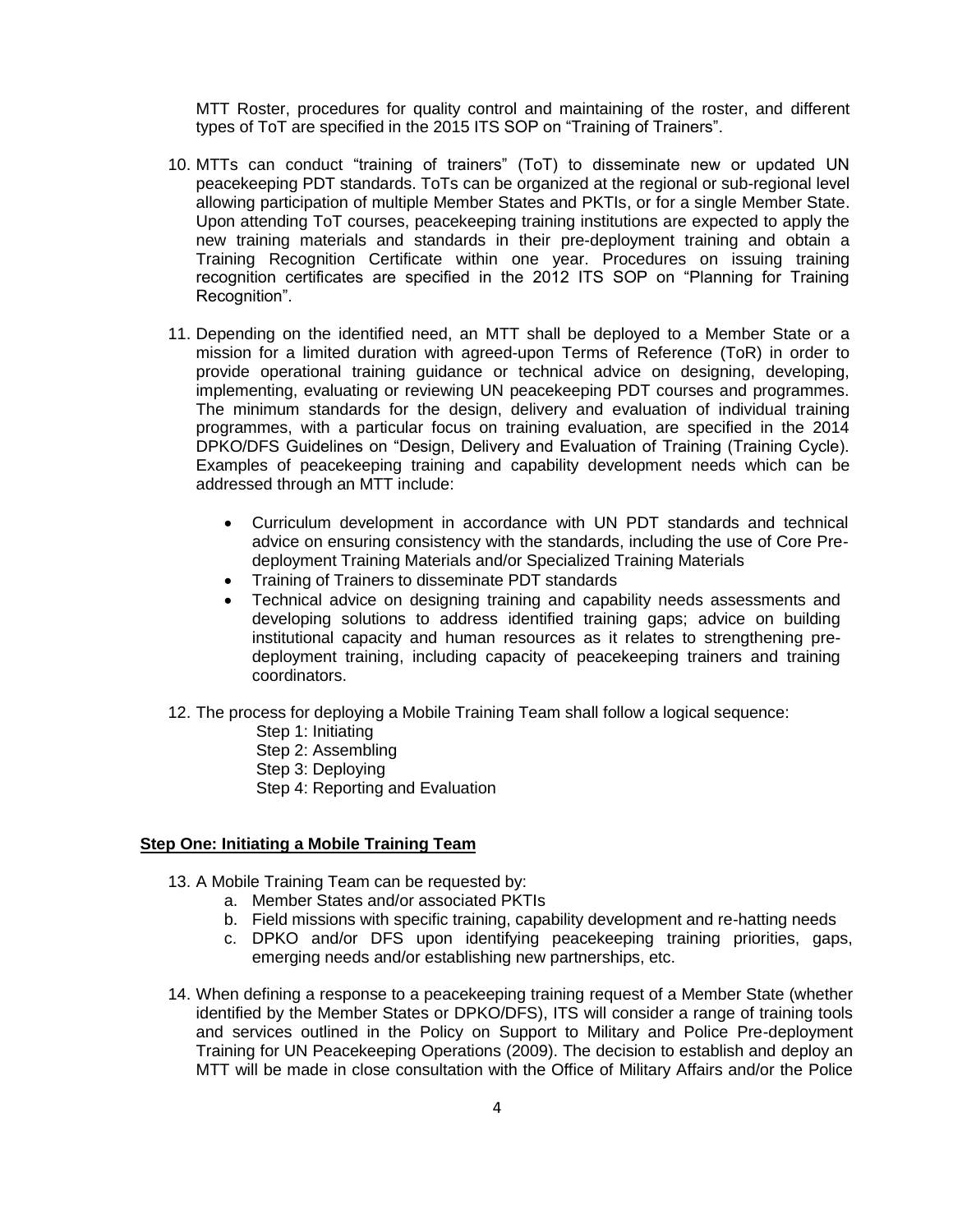MTT Roster, procedures for quality control and maintaining of the roster, and different types of ToT are specified in the 2015 ITS SOP on "Training of Trainers".

10. MTTs can conduct "training of trainers" (ToT) to disseminate new or updated UN peacekeeping PDT standards. ToTs can be organized at the regional or sub-regional level allowing participation of multiple Member States and PKTIs, or for a single Member State. Upon attending ToT courses, peacekeeping training institutions are expected to apply the new training materials and standards in their pre-deployment training and obtain a Training Recognition Certificate within one year. Procedures on issuing training recognition certificates are specified in the 2012 ITS SOP on "Planning for Training Recognition".

11. Depending on the identified need, an MTT shall be deployed to a Member State or a mission for a limited duration with agreed-upon Terms of Reference (ToR) in order to provide operational training guidance or technical advice on designing, developing, implementing, evaluating or reviewing UN peacekeeping PDT courses and programmes. The minimum standards for the design, delivery and evaluation of individual training programmes, with a particular focus on training evaluation, are specified in the 2014 DPKO/DFS Guidelines on "Design, Delivery and Evaluation of Training (Training Cycle). Examples of peacekeeping training and capability development needs which can be addressed through an MTT include:

    - Curriculum development in accordance with UN PDT standards and technical advice on ensuring consistency with the standards, including the use of Core Pre-deployment Training Materials and/or Specialized Training Materials
    - Training of Trainers to disseminate PDT standards
    - Technical advice on designing training and capability needs assessments and developing solutions to address identified training gaps; advice on building institutional capacity and human resources as it relates to strengthening pre-deployment training, including capacity of peacekeeping trainers and training coordinators.

12. The process for deploying a Mobile Training Team shall follow a logical sequence:
    - Step 1: Initiating
    - Step 2: Assembling
    - Step 3: Deploying
    - Step 4: Reporting and Evaluation

**Step One: Initiating a Mobile Training Team**

13. A Mobile Training Team can be requested by:
    a. Member States and/or associated PKTIs
    b. Field missions with specific training, capability development and re-hatting needs
    c. DPKO and/or DFS upon identifying peacekeeping training priorities, gaps, emerging needs and/or establishing new partnerships, etc.

14. When defining a response to a peacekeeping training request of a Member State (whether identified by the Member States or DPKO/DFS), ITS will consider a range of training tools and services outlined in the Policy on Support to Military and Police Pre-deployment Training for UN Peacekeeping Operations (2009). The decision to establish and deploy an MTT will be made in close consultation with the Office of Military Affairs and/or the Police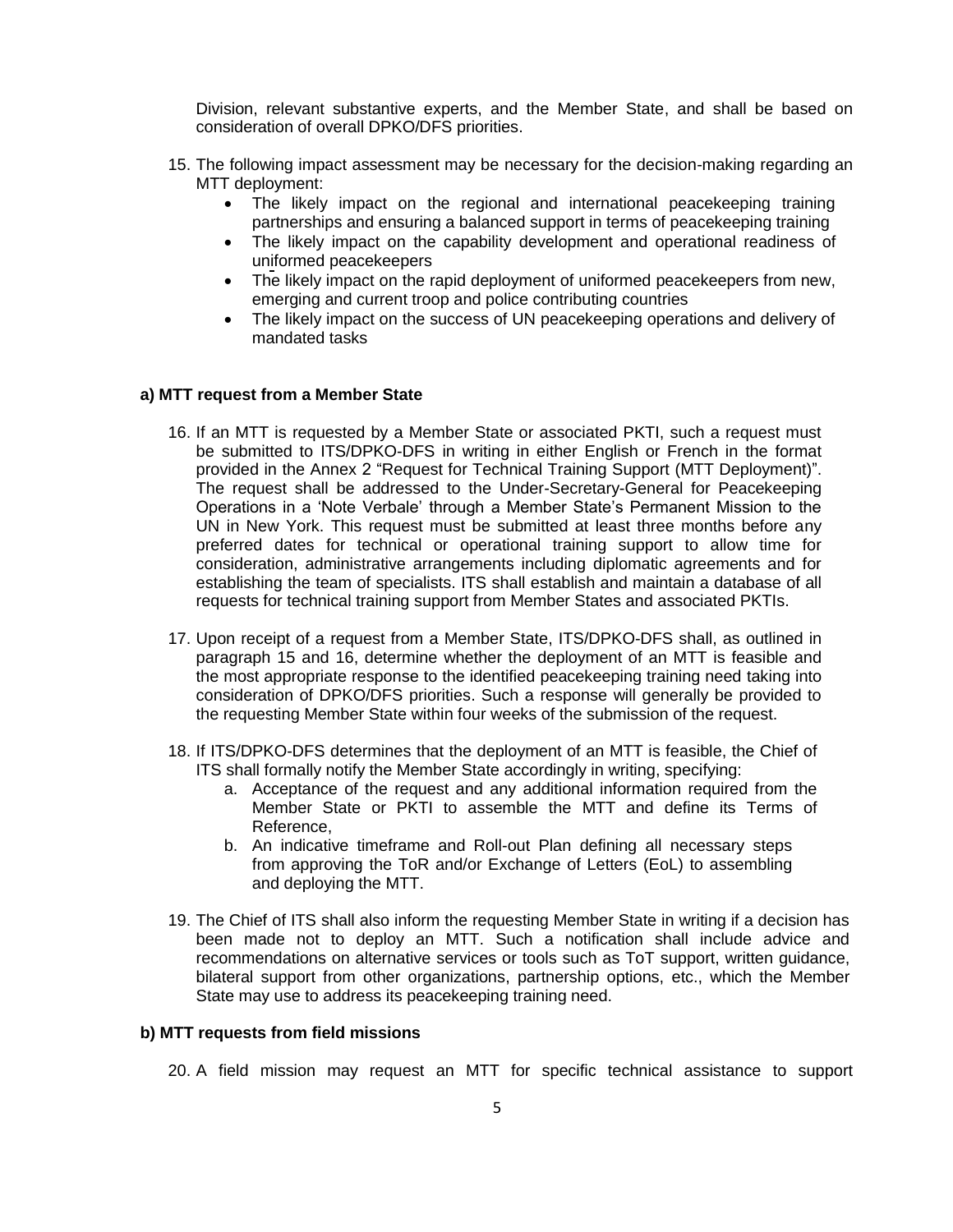Division, relevant substantive experts, and the Member State, and shall be based on consideration of overall DPKO/DFS priorities.

15. The following impact assessment may be necessary for the decision-making regarding an MTT deployment:
    - The likely impact on the regional and international peacekeeping training partnerships and ensuring a balanced support in terms of peacekeeping training
    - The likely impact on the capability development and operational readiness of uniformed peacekeepers
    - The likely impact on the rapid deployment of uniformed peacekeepers from new, emerging and current troop and police contributing countries
    - The likely impact on the success of UN peacekeeping operations and delivery of mandated tasks

#### a) MTT request from a Member State

16. If an MTT is requested by a Member State or associated PKTI, such a request must be submitted to ITS/DPKO-DFS in writing in either English or French in the format provided in the Annex 2 "Request for Technical Training Support (MTT Deployment)". The request shall be addressed to the Under-Secretary-General for Peacekeeping Operations in a 'Note Verbale' through a Member State's Permanent Mission to the UN in New York. This request must be submitted at least three months before any preferred dates for technical or operational training support to allow time for consideration, administrative arrangements including diplomatic agreements and for establishing the team of specialists. ITS shall establish and maintain a database of all requests for technical training support from Member States and associated PKTIs.

17. Upon receipt of a request from a Member State, ITS/DPKO-DFS shall, as outlined in paragraph 15 and 16, determine whether the deployment of an MTT is feasible and the most appropriate response to the identified peacekeeping training need taking into consideration of DPKO/DFS priorities. Such a response will generally be provided to the requesting Member State within four weeks of the submission of the request.

18. If ITS/DPKO-DFS determines that the deployment of an MTT is feasible, the Chief of ITS shall formally notify the Member State accordingly in writing, specifying:
    a. Acceptance of the request and any additional information required from the Member State or PKTI to assemble the MTT and define its Terms of Reference,
    b. An indicative timeframe and Roll-out Plan defining all necessary steps from approving the ToR and/or Exchange of Letters (EoL) to assembling and deploying the MTT.

19. The Chief of ITS shall also inform the requesting Member State in writing if a decision has been made not to deploy an MTT. Such a notification shall include advice and recommendations on alternative services or tools such as ToT support, written guidance, bilateral support from other organizations, partnership options, etc., which the Member State may use to address its peacekeeping training need.

#### b) MTT requests from field missions

20. A field mission may request an MTT for specific technical assistance to support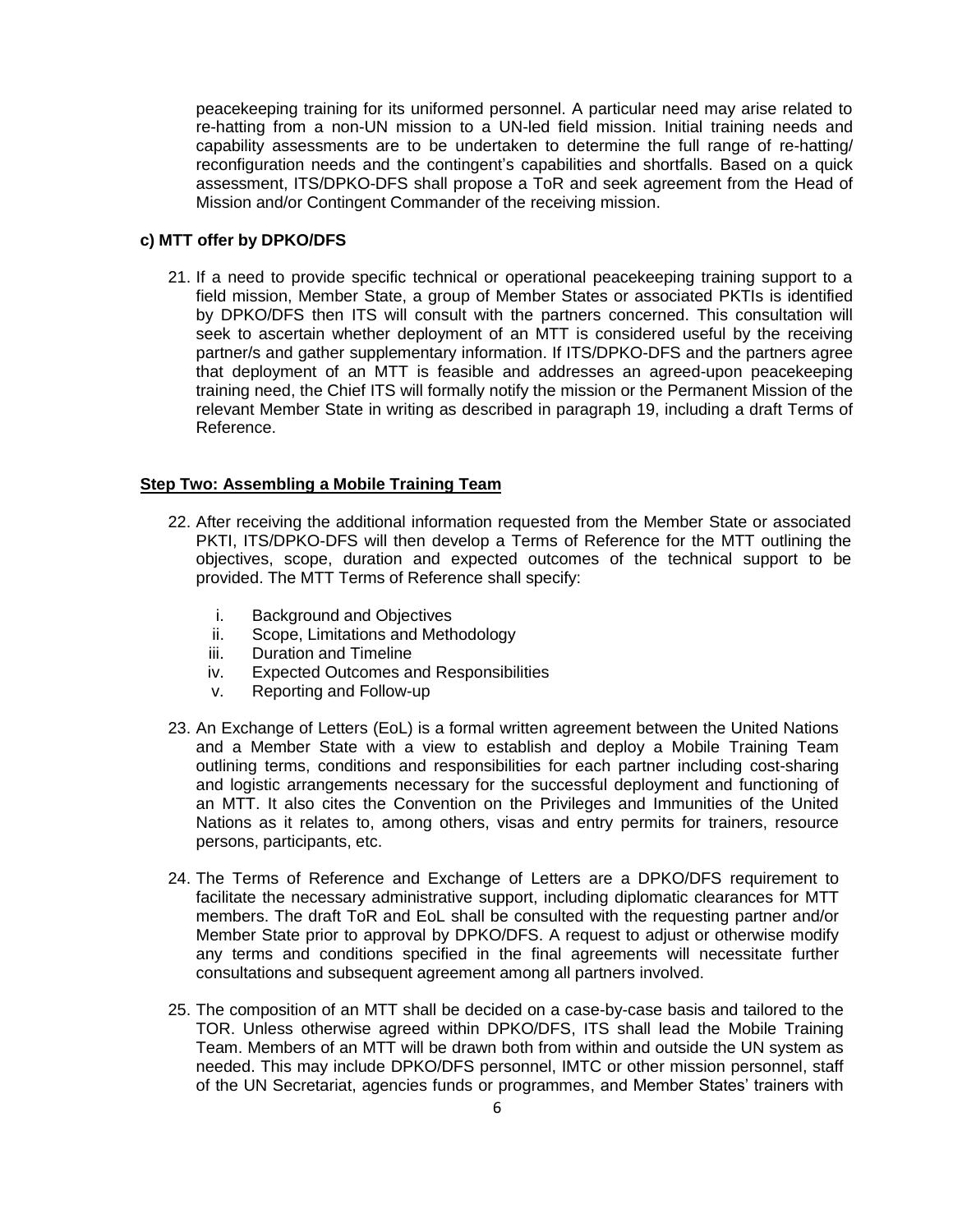peacekeeping training for its uniformed personnel. A particular need may arise related to re-hatting from a non-UN mission to a UN-led field mission. Initial training needs and capability assessments are to be undertaken to determine the full range of re-hatting/ reconfiguration needs and the contingent's capabilities and shortfalls. Based on a quick assessment, ITS/DPKO-DFS shall propose a ToR and seek agreement from the Head of Mission and/or Contingent Commander of the receiving mission.

### c) MTT offer by DPKO/DFS

21. If a need to provide specific technical or operational peacekeeping training support to a field mission, Member State, a group of Member States or associated PKTIs is identified by DPKO/DFS then ITS will consult with the partners concerned. This consultation will seek to ascertain whether deployment of an MTT is considered useful by the receiving partner/s and gather supplementary information. If ITS/DPKO-DFS and the partners agree that deployment of an MTT is feasible and addresses an agreed-upon peacekeeping training need, the Chief ITS will formally notify the mission or the Permanent Mission of the relevant Member State in writing as described in paragraph 19, including a draft Terms of Reference.

## Step Two: Assembling a Mobile Training Team

22. After receiving the additional information requested from the Member State or associated PKTI, ITS/DPKO-DFS will then develop a Terms of Reference for the MTT outlining the objectives, scope, duration and expected outcomes of the technical support to be provided. The MTT Terms of Reference shall specify:

    i. Background and Objectives
    ii. Scope, Limitations and Methodology
    iii. Duration and Timeline
    iv. Expected Outcomes and Responsibilities
    v. Reporting and Follow-up

23. An Exchange of Letters (EoL) is a formal written agreement between the United Nations and a Member State with a view to establish and deploy a Mobile Training Team outlining terms, conditions and responsibilities for each partner including cost-sharing and logistic arrangements necessary for the successful deployment and functioning of an MTT. It also cites the Convention on the Privileges and Immunities of the United Nations as it relates to, among others, visas and entry permits for trainers, resource persons, participants, etc.

24. The Terms of Reference and Exchange of Letters are a DPKO/DFS requirement to facilitate the necessary administrative support, including diplomatic clearances for MTT members. The draft ToR and EoL shall be consulted with the requesting partner and/or Member State prior to approval by DPKO/DFS. A request to adjust or otherwise modify any terms and conditions specified in the final agreements will necessitate further consultations and subsequent agreement among all partners involved.

25. The composition of an MTT shall be decided on a case-by-case basis and tailored to the TOR. Unless otherwise agreed within DPKO/DFS, ITS shall lead the Mobile Training Team. Members of an MTT will be drawn both from within and outside the UN system as needed. This may include DPKO/DFS personnel, IMTC or other mission personnel, staff of the UN Secretariat, agencies funds or programmes, and Member States' trainers with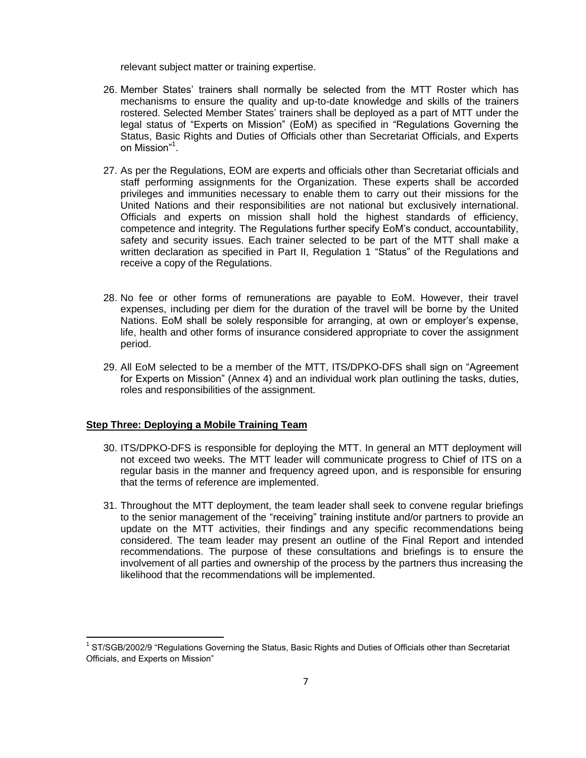relevant subject matter or training expertise.

26. Member States' trainers shall normally be selected from the MTT Roster which has mechanisms to ensure the quality and up-to-date knowledge and skills of the trainers rostered. Selected Member States' trainers shall be deployed as a part of MTT under the legal status of "Experts on Mission" (EoM) as specified in "Regulations Governing the Status, Basic Rights and Duties of Officials other than Secretariat Officials, and Experts on Mission"[1].

27. As per the Regulations, EOM are experts and officials other than Secretariat officials and staff performing assignments for the Organization. These experts shall be accorded privileges and immunities necessary to enable them to carry out their missions for the United Nations and their responsibilities are not national but exclusively international. Officials and experts on mission shall hold the highest standards of efficiency, competence and integrity. The Regulations further specify EoM's conduct, accountability, safety and security issues. Each trainer selected to be part of the MTT shall make a written declaration as specified in Part II, Regulation 1 "Status" of the Regulations and receive a copy of the Regulations.

28. No fee or other forms of remunerations are payable to EoM. However, their travel expenses, including per diem for the duration of the travel will be borne by the United Nations. EoM shall be solely responsible for arranging, at own or employer's expense, life, health and other forms of insurance considered appropriate to cover the assignment period.

29. All EoM selected to be a member of the MTT, ITS/DPKO-DFS shall sign on "Agreement for Experts on Mission" (Annex 4) and an individual work plan outlining the tasks, duties, roles and responsibilities of the assignment.

**Step Three: Deploying a Mobile Training Team**

30. ITS/DPKO-DFS is responsible for deploying the MTT. In general an MTT deployment will not exceed two weeks. The MTT leader will communicate progress to Chief of ITS on a regular basis in the manner and frequency agreed upon, and is responsible for ensuring that the terms of reference are implemented.

31. Throughout the MTT deployment, the team leader shall seek to convene regular briefings to the senior management of the "receiving" training institute and/or partners to provide an update on the MTT activities, their findings and any specific recommendations being considered. The team leader may present an outline of the Final Report and intended recommendations. The purpose of these consultations and briefings is to ensure the involvement of all parties and ownership of the process by the partners thus increasing the likelihood that the recommendations will be implemented.

[1] ST/SGB/2002/9 "Regulations Governing the Status, Basic Rights and Duties of Officials other than Secretariat Officials, and Experts on Mission"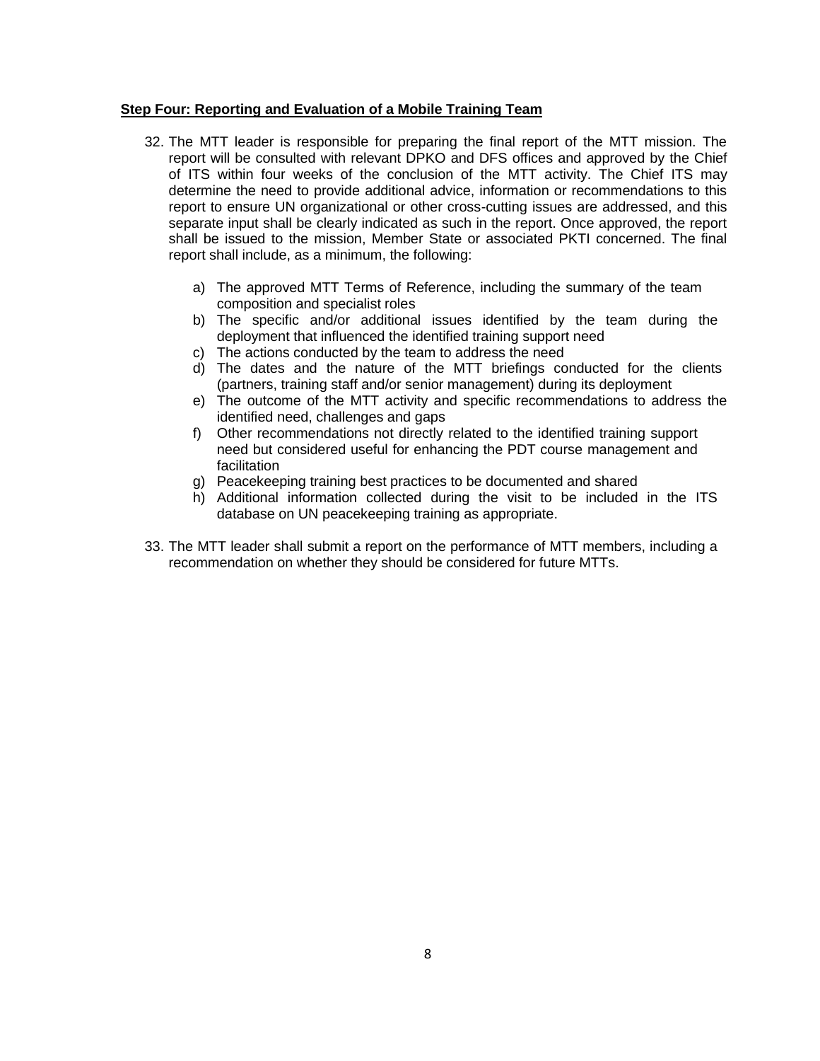**Step Four: Reporting and Evaluation of a Mobile Training Team**

32. The MTT leader is responsible for preparing the final report of the MTT mission. The report will be consulted with relevant DPKO and DFS offices and approved by the Chief of ITS within four weeks of the conclusion of the MTT activity. The Chief ITS may determine the need to provide additional advice, information or recommendations to this report to ensure UN organizational or other cross-cutting issues are addressed, and this separate input shall be clearly indicated as such in the report. Once approved, the report shall be issued to the mission, Member State or associated PKTI concerned. The final report shall include, as a minimum, the following:

    a) The approved MTT Terms of Reference, including the summary of the team composition and specialist roles
    b) The specific and/or additional issues identified by the team during the deployment that influenced the identified training support need
    c) The actions conducted by the team to address the need
    d) The dates and the nature of the MTT briefings conducted for the clients (partners, training staff and/or senior management) during its deployment
    e) The outcome of the MTT activity and specific recommendations to address the identified need, challenges and gaps
    f) Other recommendations not directly related to the identified training support need but considered useful for enhancing the PDT course management and facilitation
    g) Peacekeeping training best practices to be documented and shared
    h) Additional information collected during the visit to be included in the ITS database on UN peacekeeping training as appropriate.

33. The MTT leader shall submit a report on the performance of MTT members, including a recommendation on whether they should be considered for future MTTs.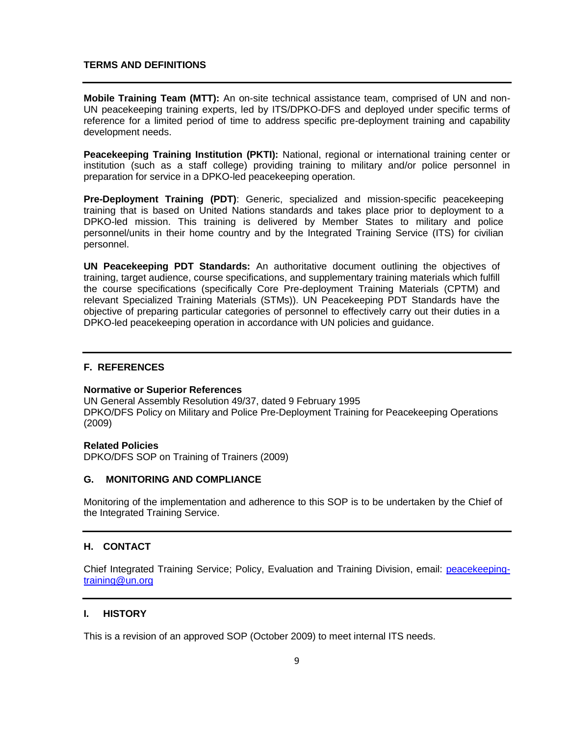## TERMS AND DEFINITIONS

**Mobile Training Team (MTT):** An on-site technical assistance team, comprised of UN and non-UN peacekeeping training experts, led by ITS/DPKO-DFS and deployed under specific terms of reference for a limited period of time to address specific pre-deployment training and capability development needs.

**Peacekeeping Training Institution (PKTI):** National, regional or international training center or institution (such as a staff college) providing training to military and/or police personnel in preparation for service in a DPKO-led peacekeeping operation.

**Pre-Deployment Training (PDT)**: Generic, specialized and mission-specific peacekeeping training that is based on United Nations standards and takes place prior to deployment to a DPKO-led mission. This training is delivered by Member States to military and police personnel/units in their home country and by the Integrated Training Service (ITS) for civilian personnel.

**UN Peacekeeping PDT Standards:** An authoritative document outlining the objectives of training, target audience, course specifications, and supplementary training materials which fulfill the course specifications (specifically Core Pre-deployment Training Materials (CPTM) and relevant Specialized Training Materials (STMs)). UN Peacekeeping PDT Standards have the objective of preparing particular categories of personnel to effectively carry out their duties in a DPKO-led peacekeeping operation in accordance with UN policies and guidance.

## F. REFERENCES

**Normative or Superior References**
UN General Assembly Resolution 49/37, dated 9 February 1995
DPKO/DFS Policy on Military and Police Pre-Deployment Training for Peacekeeping Operations (2009)

**Related Policies**
DPKO/DFS SOP on Training of Trainers (2009)

## G. MONITORING AND COMPLIANCE

Monitoring of the implementation and adherence to this SOP is to be undertaken by the Chief of the Integrated Training Service.

## H. CONTACT

Chief Integrated Training Service; Policy, Evaluation and Training Division, email: peacekeeping-training@un.org

## I. HISTORY

This is a revision of an approved SOP (October 2009) to meet internal ITS needs.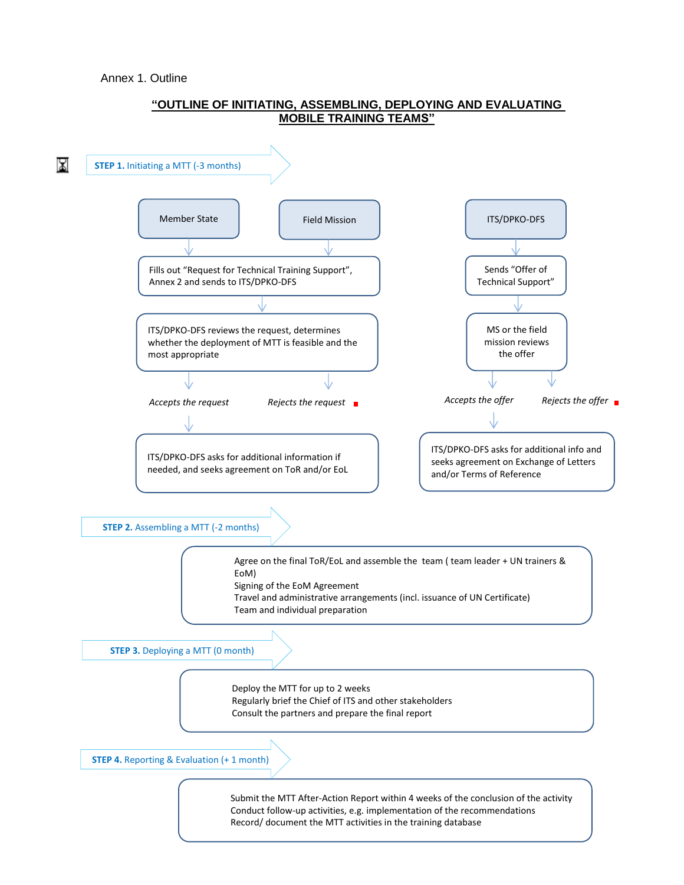Annex 1. Outline

# "OUTLINE OF INITIATING, ASSEMBLING, DEPLOYING AND EVALUATING MOBILE TRAINING TEAMS"

## STEP 1. Initiating a MTT (-3 months)

Member State

Field Mission

Fills out "Request for Technical Training Support", Annex 2 and sends to ITS/DPKO-DFS

ITS/DPKO-DFS reviews the request, determines whether the deployment of MTT is feasible and the most appropriate

*Accepts the request*

*Rejects the request*

ITS/DPKO-DFS asks for additional information if needed, and seeks agreement on ToR and/or EoL

ITS/DPKO-DFS

Sends "Offer of Technical Support"

MS or the field mission reviews the offer

*Accepts the offer*

*Rejects the offer*

ITS/DPKO-DFS asks for additional info and seeks agreement on Exchange of Letters and/or Terms of Reference

## STEP 2. Assembling a MTT (-2 months)

Agree on the final ToR/EoL and assemble the team ( team leader + UN trainers & EoM)
Signing of the EoM Agreement
Travel and administrative arrangements (incl. issuance of UN Certificate)
Team and individual preparation

## STEP 3. Deploying a MTT (0 month)

Deploy the MTT for up to 2 weeks
Regularly brief the Chief of ITS and other stakeholders
Consult the partners and prepare the final report

## STEP 4. Reporting & Evaluation (+ 1 month)

Submit the MTT After-Action Report within 4 weeks of the conclusion of the activity
Conduct follow-up activities, e.g. implementation of the recommendations
Record/ document the MTT activities in the training database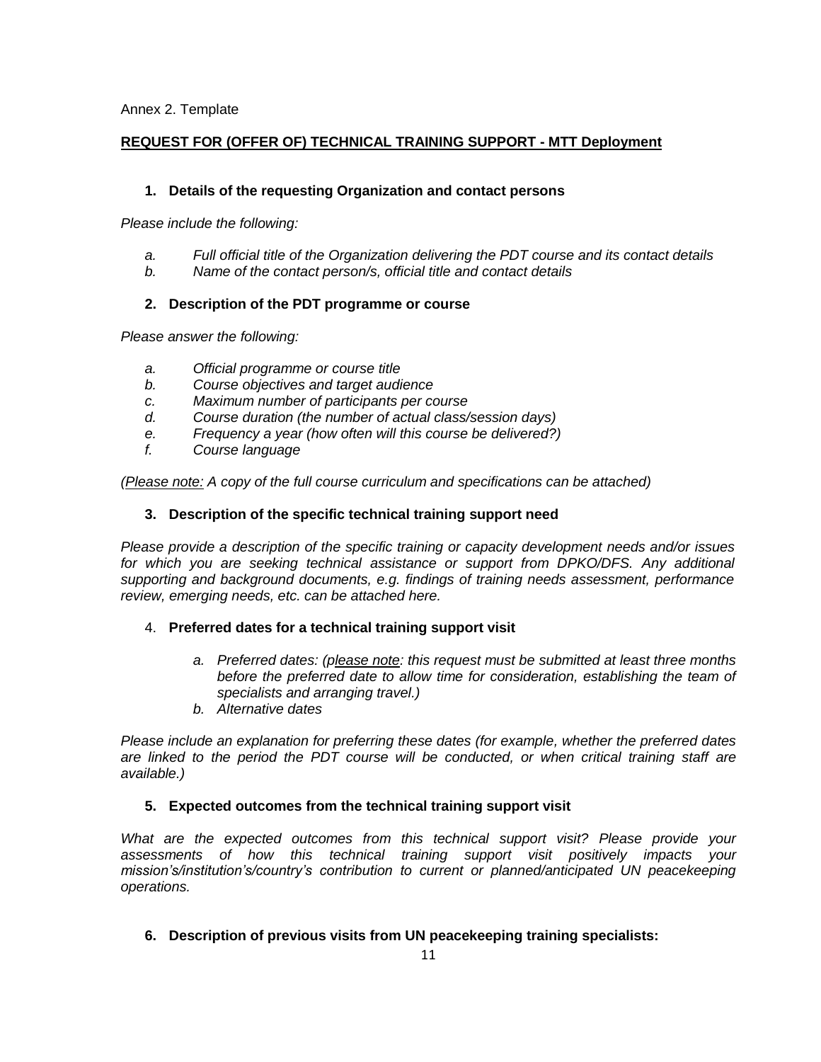Annex 2. Template

## **REQUEST FOR (OFFER OF) TECHNICAL TRAINING SUPPORT - MTT Deployment**

### 1. Details of the requesting Organization and contact persons

*Please include the following:*

- *a. Full official title of the Organization delivering the PDT course and its contact details*
- *b. Name of the contact person/s, official title and contact details*

### 2. Description of the PDT programme or course

*Please answer the following:*

- *a. Official programme or course title*
- *b. Course objectives and target audience*
- *c. Maximum number of participants per course*
- *d. Course duration (the number of actual class/session days)*
- *e. Frequency a year (how often will this course be delivered?)*
- *f. Course language*

*(Please note: A copy of the full course curriculum and specifications can be attached)*

### 3. Description of the specific technical training support need

*Please provide a description of the specific training or capacity development needs and/or issues for which you are seeking technical assistance or support from DPKO/DFS. Any additional supporting and background documents, e.g. findings of training needs assessment, performance review, emerging needs, etc. can be attached here.*

### 4. Preferred dates for a technical training support visit

- *a. Preferred dates: (please note: this request must be submitted at least three months before the preferred date to allow time for consideration, establishing the team of specialists and arranging travel.)*
- *b. Alternative dates*

*Please include an explanation for preferring these dates (for example, whether the preferred dates are linked to the period the PDT course will be conducted, or when critical training staff are available.)*

### 5. Expected outcomes from the technical training support visit

*What are the expected outcomes from this technical support visit? Please provide your assessments of how this technical training support visit positively impacts your mission's/institution's/country's contribution to current or planned/anticipated UN peacekeeping operations.*

### 6. Description of previous visits from UN peacekeeping training specialists: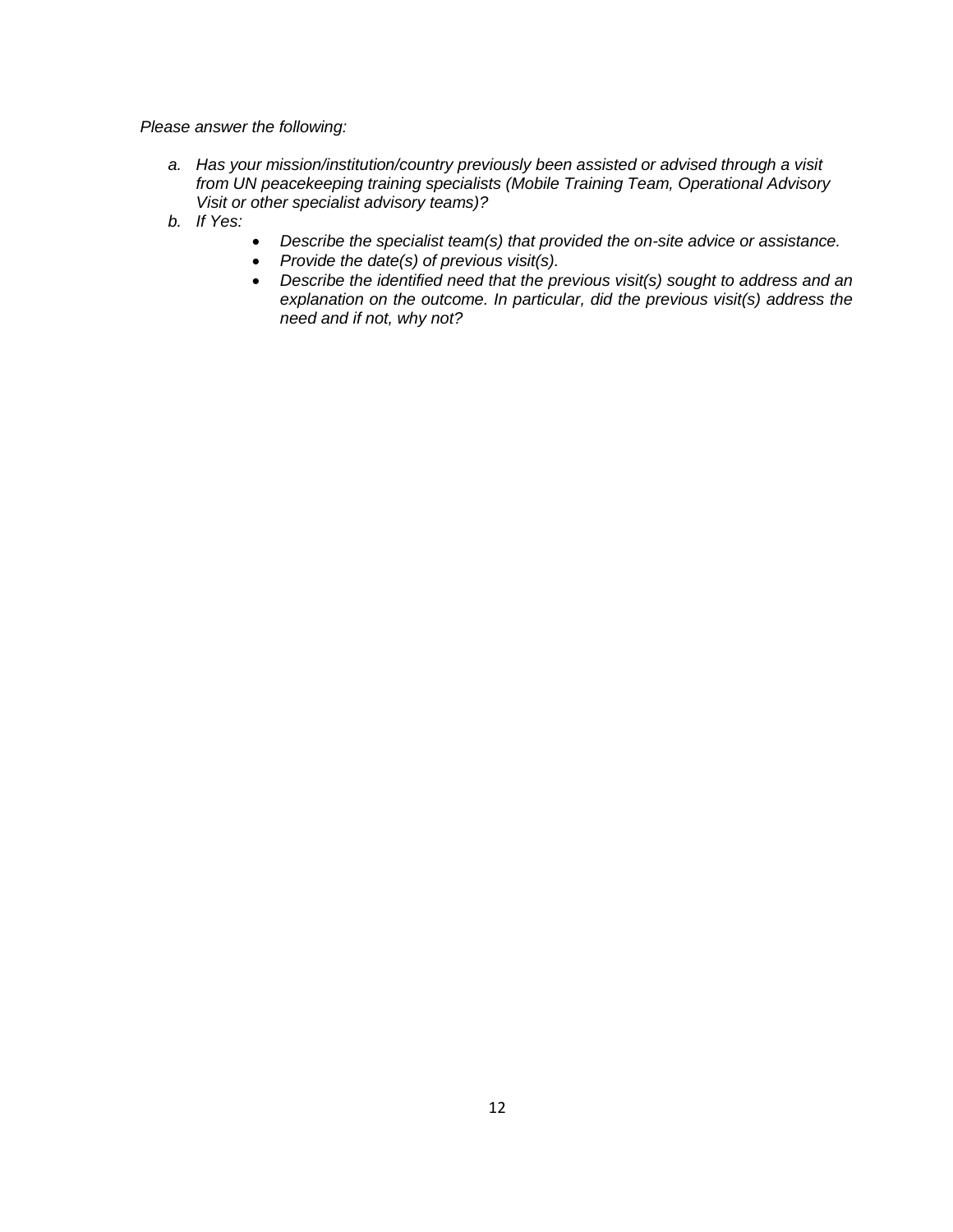*Please answer the following:*

a. *Has your mission/institution/country previously been assisted or advised through a visit from UN peacekeeping training specialists (Mobile Training Team, Operational Advisory Visit or other specialist advisory teams)?*
b. *If Yes:*
    - *Describe the specialist team(s) that provided the on-site advice or assistance.*
    - *Provide the date(s) of previous visit(s).*
    - *Describe the identified need that the previous visit(s) sought to address and an explanation on the outcome. In particular, did the previous visit(s) address the need and if not, why not?*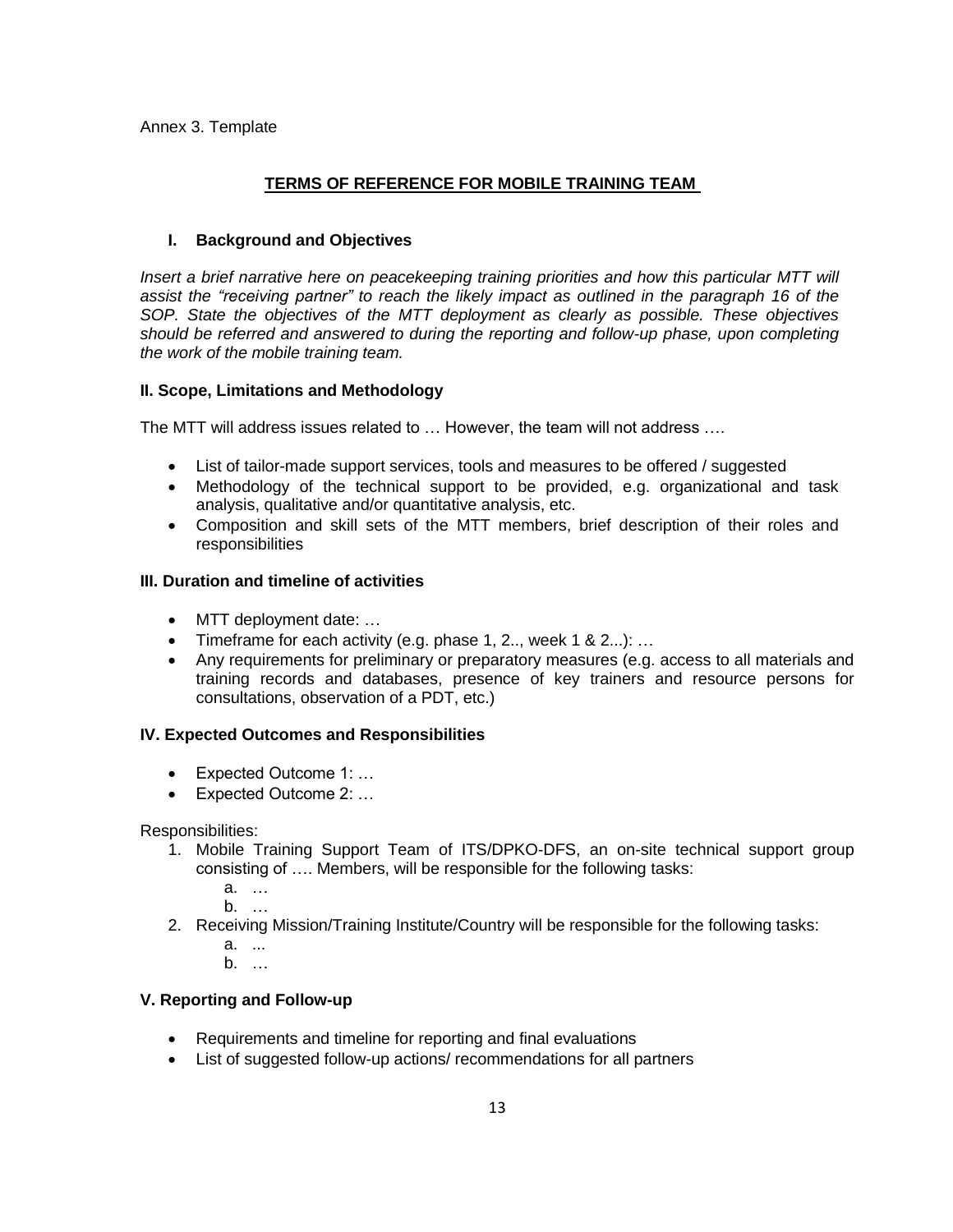Annex 3. Template

## TERMS OF REFERENCE FOR MOBILE TRAINING TEAM

### I. Background and Objectives

*Insert a brief narrative here on peacekeeping training priorities and how this particular MTT will assist the "receiving partner" to reach the likely impact as outlined in the paragraph 16 of the SOP. State the objectives of the MTT deployment as clearly as possible. These objectives should be referred and answered to during the reporting and follow-up phase, upon completing the work of the mobile training team.*

### II. Scope, Limitations and Methodology

The MTT will address issues related to … However, the team will not address ….

- List of tailor-made support services, tools and measures to be offered / suggested
- Methodology of the technical support to be provided, e.g. organizational and task analysis, qualitative and/or quantitative analysis, etc.
- Composition and skill sets of the MTT members, brief description of their roles and responsibilities

### III. Duration and timeline of activities

- MTT deployment date: …
- Timeframe for each activity (e.g. phase 1, 2.., week 1 & 2...): …
- Any requirements for preliminary or preparatory measures (e.g. access to all materials and training records and databases, presence of key trainers and resource persons for consultations, observation of a PDT, etc.)

### IV. Expected Outcomes and Responsibilities

- Expected Outcome 1: …
- Expected Outcome 2: …

Responsibilities:

1. Mobile Training Support Team of ITS/DPKO-DFS, an on-site technical support group consisting of …. Members, will be responsible for the following tasks:
   a. …
   b. …
2. Receiving Mission/Training Institute/Country will be responsible for the following tasks:
   a. ...
   b. …

### V. Reporting and Follow-up

- Requirements and timeline for reporting and final evaluations
- List of suggested follow-up actions/ recommendations for all partners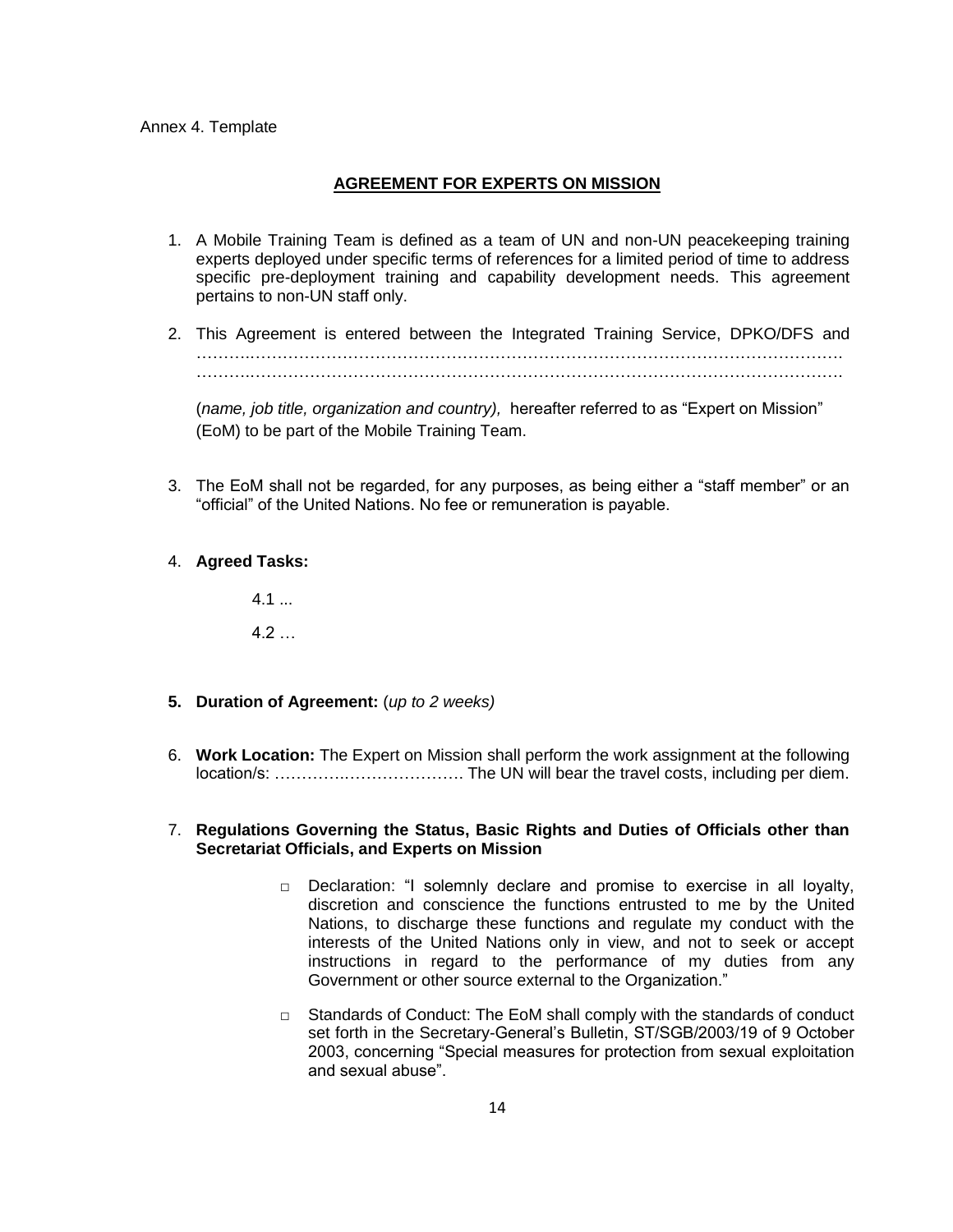Annex 4. Template

## AGREEMENT FOR EXPERTS ON MISSION

1. A Mobile Training Team is defined as a team of UN and non-UN peacekeeping training experts deployed under specific terms of references for a limited period of time to address specific pre-deployment training and capability development needs. This agreement pertains to non-UN staff only.

2. This Agreement is entered between the Integrated Training Service, DPKO/DFS and …………………………………………………………………………………………………… ……………………………………………………………………………………………………

   (*name, job title, organization and country),* hereafter referred to as "Expert on Mission" (EoM) to be part of the Mobile Training Team.

3. The EoM shall not be regarded, for any purposes, as being either a "staff member" or an "official" of the United Nations. No fee or remuneration is payable.

4. **Agreed Tasks:**

   4.1 ...

   4.2 …

5. **Duration of Agreement:** (*up to 2 weeks)*

6. **Work Location:** The Expert on Mission shall perform the work assignment at the following location/s: ……………………………. The UN will bear the travel costs, including per diem.

7. **Regulations Governing the Status, Basic Rights and Duties of Officials other than Secretariat Officials, and Experts on Mission**

   - Declaration: "I solemnly declare and promise to exercise in all loyalty, discretion and conscience the functions entrusted to me by the United Nations, to discharge these functions and regulate my conduct with the interests of the United Nations only in view, and not to seek or accept instructions in regard to the performance of my duties from any Government or other source external to the Organization."

   - Standards of Conduct: The EoM shall comply with the standards of conduct set forth in the Secretary-General's Bulletin, ST/SGB/2003/19 of 9 October 2003, concerning "Special measures for protection from sexual exploitation and sexual abuse".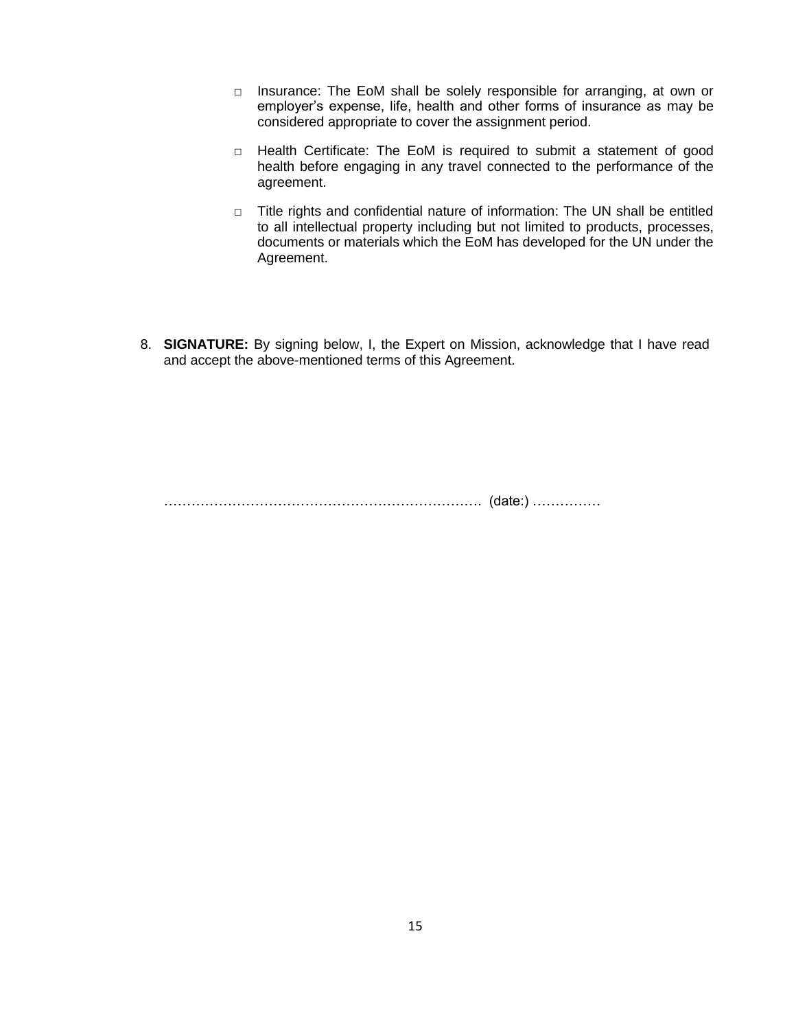- Insurance: The EoM shall be solely responsible for arranging, at own or employer's expense, life, health and other forms of insurance as may be considered appropriate to cover the assignment period.

- Health Certificate: The EoM is required to submit a statement of good health before engaging in any travel connected to the performance of the agreement.

- Title rights and confidential nature of information: The UN shall be entitled to all intellectual property including but not limited to products, processes, documents or materials which the EoM has developed for the UN under the Agreement.

8. **SIGNATURE:** By signing below, I, the Expert on Mission, acknowledge that I have read and accept the above-mentioned terms of this Agreement.

…………………………………………………………… (date:) ……………